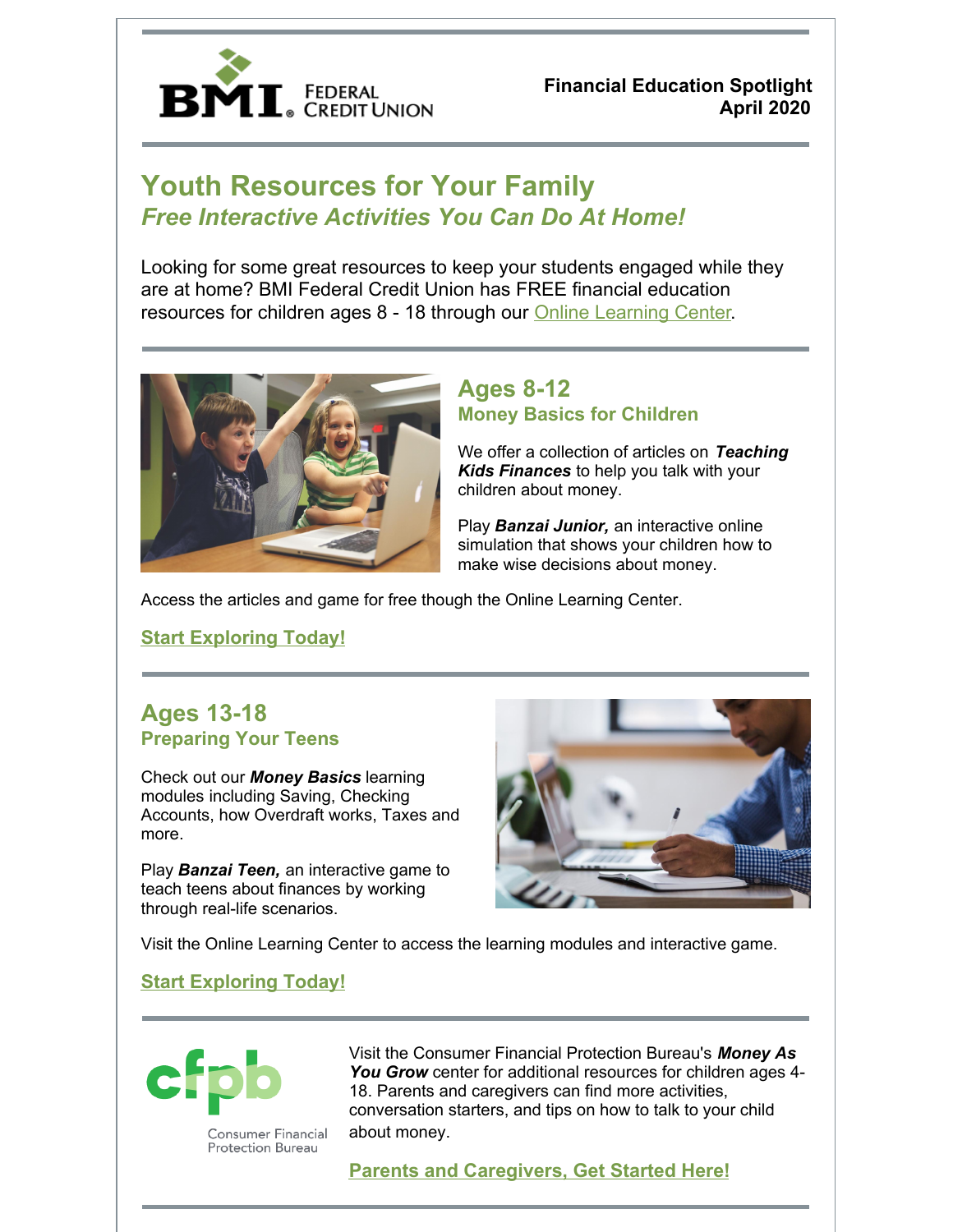BMI Federal Credit Union

**Financial Education Spotlight**
**April 2020**

# Youth Resources for Your Family

## *Free Interactive Activities You Can Do At Home!*

Looking for some great resources to keep your students engaged while they are at home? BMI Federal Credit Union has FREE financial education resources for children ages 8 - 18 through our Online Learning Center.

## Ages 8-12

### Money Basics for Children

We offer a collection of articles on ***Teaching Kids Finances*** to help you talk with your children about money.

Play ***Banzai Junior,*** an interactive online simulation that shows your children how to make wise decisions about money.

Access the articles and game for free though the Online Learning Center.

**Start Exploring Today!**

## Ages 13-18

### Preparing Your Teens

Check out our ***Money Basics*** learning modules including Saving, Checking Accounts, how Overdraft works, Taxes and more.

Play ***Banzai Teen,*** an interactive game to teach teens about finances by working through real-life scenarios.

Visit the Online Learning Center to access the learning modules and interactive game.

**Start Exploring Today!**

cfpb Consumer Financial Protection Bureau

Visit the Consumer Financial Protection Bureau's ***Money As You Grow*** center for additional resources for children ages 4-18. Parents and caregivers can find more activities, conversation starters, and tips on how to talk to your child about money.

**Parents and Caregivers, Get Started Here!**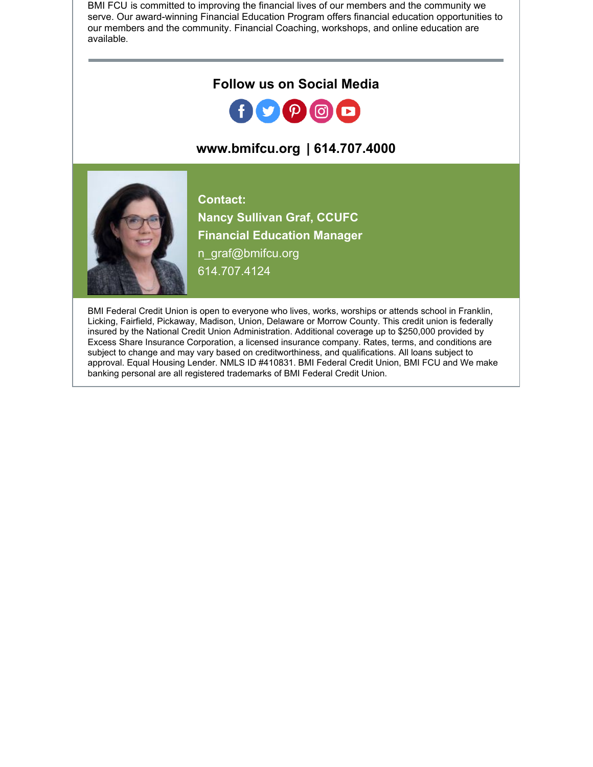BMI FCU is committed to improving the financial lives of our members and the community we serve. Our award-winning Financial Education Program offers financial education opportunities to our members and the community. Financial Coaching, workshops, and online education are available.

---

## Follow us on Social Media

**www.bmifcu.org | 614.707.4000**

**Contact:**
**Nancy Sullivan Graf, CCUFC**
**Financial Education Manager**
n_graf@bmifcu.org
614.707.4124

BMI Federal Credit Union is open to everyone who lives, works, worships or attends school in Franklin, Licking, Fairfield, Pickaway, Madison, Union, Delaware or Morrow County. This credit union is federally insured by the National Credit Union Administration. Additional coverage up to $250,000 provided by Excess Share Insurance Corporation, a licensed insurance company. Rates, terms, and conditions are subject to change and may vary based on creditworthiness, and qualifications. All loans subject to approval. Equal Housing Lender. NMLS ID #410831. BMI Federal Credit Union, BMI FCU and We make banking personal are all registered trademarks of BMI Federal Credit Union.